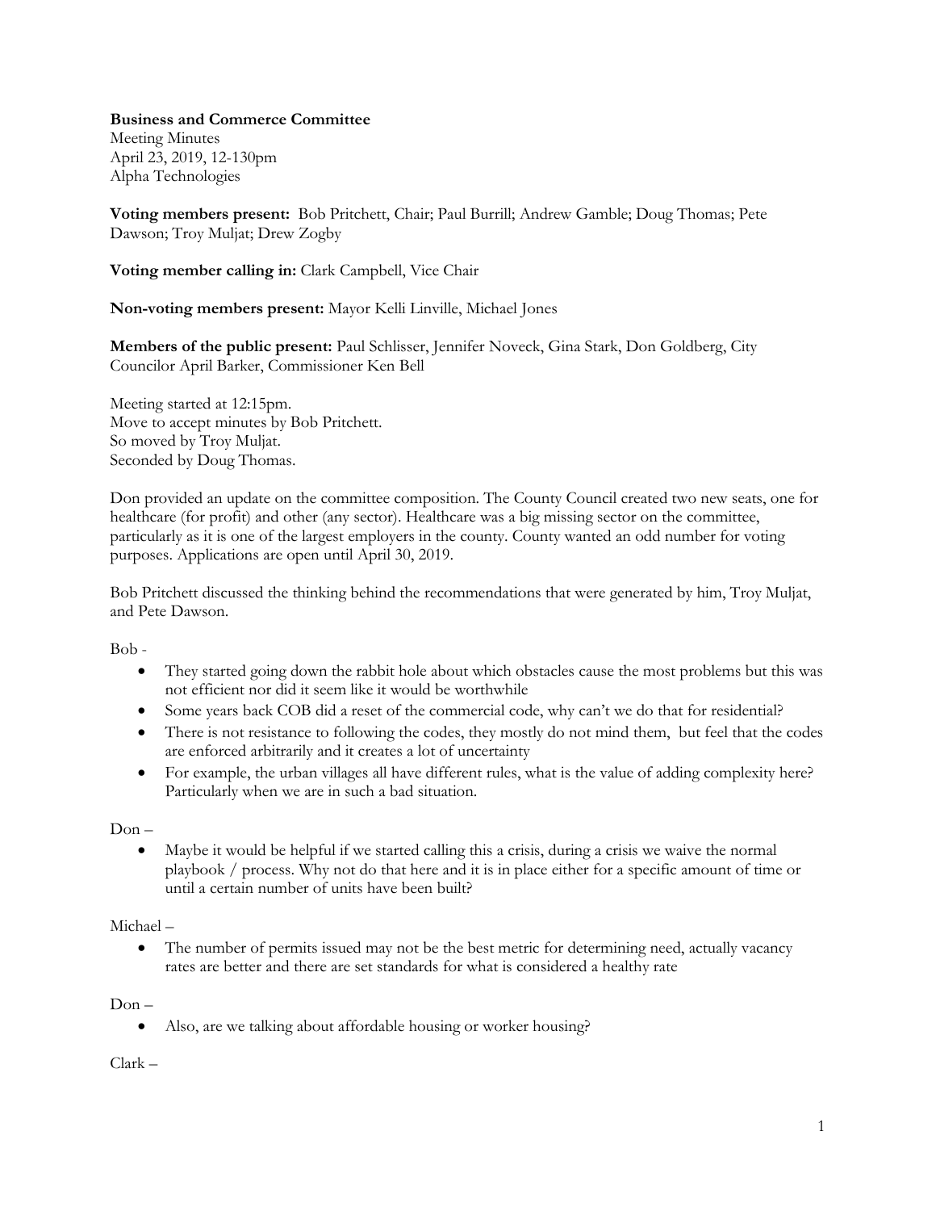**Business and Commerce Committee**
Meeting Minutes
April 23, 2019, 12-130pm
Alpha Technologies

**Voting members present:** Bob Pritchett, Chair; Paul Burrill; Andrew Gamble; Doug Thomas; Pete Dawson; Troy Muljat; Drew Zogby

**Voting member calling in:** Clark Campbell, Vice Chair

**Non-voting members present:** Mayor Kelli Linville, Michael Jones

**Members of the public present:** Paul Schlisser, Jennifer Noveck, Gina Stark, Don Goldberg, City Councilor April Barker, Commissioner Ken Bell

Meeting started at 12:15pm.
Move to accept minutes by Bob Pritchett.
So moved by Troy Muljat.
Seconded by Doug Thomas.

Don provided an update on the committee composition. The County Council created two new seats, one for healthcare (for profit) and other (any sector). Healthcare was a big missing sector on the committee, particularly as it is one of the largest employers in the county. County wanted an odd number for voting purposes. Applications are open until April 30, 2019.

Bob Pritchett discussed the thinking behind the recommendations that were generated by him, Troy Muljat, and Pete Dawson.

Bob -

- They started going down the rabbit hole about which obstacles cause the most problems but this was not efficient nor did it seem like it would be worthwhile
- Some years back COB did a reset of the commercial code, why can't we do that for residential?
- There is not resistance to following the codes, they mostly do not mind them, but feel that the codes are enforced arbitrarily and it creates a lot of uncertainty
- For example, the urban villages all have different rules, what is the value of adding complexity here? Particularly when we are in such a bad situation.

Don –

- Maybe it would be helpful if we started calling this a crisis, during a crisis we waive the normal playbook / process. Why not do that here and it is in place either for a specific amount of time or until a certain number of units have been built?

Michael –

- The number of permits issued may not be the best metric for determining need, actually vacancy rates are better and there are set standards for what is considered a healthy rate

Don –

- Also, are we talking about affordable housing or worker housing?

Clark –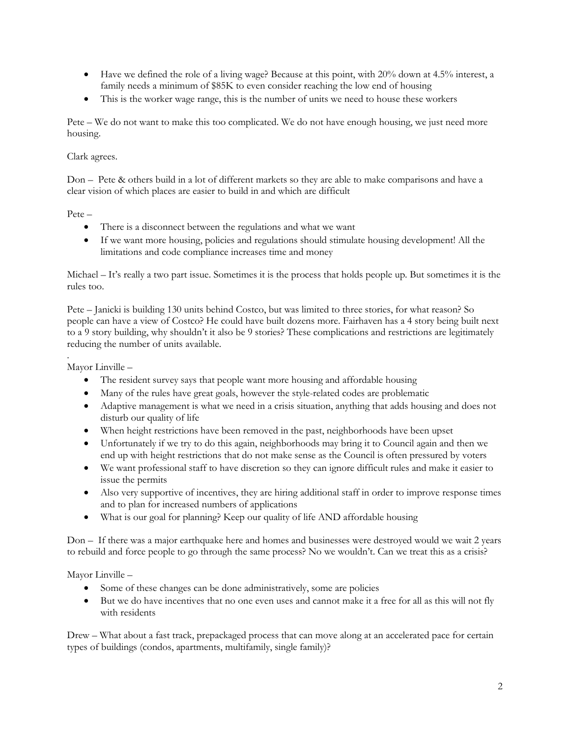- Have we defined the role of a living wage? Because at this point, with 20% down at 4.5% interest, a family needs a minimum of $85K to even consider reaching the low end of housing
- This is the worker wage range, this is the number of units we need to house these workers

Pete – We do not want to make this too complicated. We do not have enough housing, we just need more housing.

Clark agrees.

Don – Pete & others build in a lot of different markets so they are able to make comparisons and have a clear vision of which places are easier to build in and which are difficult

Pete –

- There is a disconnect between the regulations and what we want
- If we want more housing, policies and regulations should stimulate housing development! All the limitations and code compliance increases time and money

Michael – It's really a two part issue. Sometimes it is the process that holds people up. But sometimes it is the rules too.

Pete – Janicki is building 130 units behind Costco, but was limited to three stories, for what reason? So people can have a view of Costco? He could have built dozens more. Fairhaven has a 4 story being built next to a 9 story building, why shouldn't it also be 9 stories? These complications and restrictions are legitimately reducing the number of units available.

.
Mayor Linville –

- The resident survey says that people want more housing and affordable housing
- Many of the rules have great goals, however the style-related codes are problematic
- Adaptive management is what we need in a crisis situation, anything that adds housing and does not disturb our quality of life
- When height restrictions have been removed in the past, neighborhoods have been upset
- Unfortunately if we try to do this again, neighborhoods may bring it to Council again and then we end up with height restrictions that do not make sense as the Council is often pressured by voters
- We want professional staff to have discretion so they can ignore difficult rules and make it easier to issue the permits
- Also very supportive of incentives, they are hiring additional staff in order to improve response times and to plan for increased numbers of applications
- What is our goal for planning? Keep our quality of life AND affordable housing

Don – If there was a major earthquake here and homes and businesses were destroyed would we wait 2 years to rebuild and force people to go through the same process? No we wouldn't. Can we treat this as a crisis?

Mayor Linville –

- Some of these changes can be done administratively, some are policies
- But we do have incentives that no one even uses and cannot make it a free for all as this will not fly with residents

Drew – What about a fast track, prepackaged process that can move along at an accelerated pace for certain types of buildings (condos, apartments, multifamily, single family)?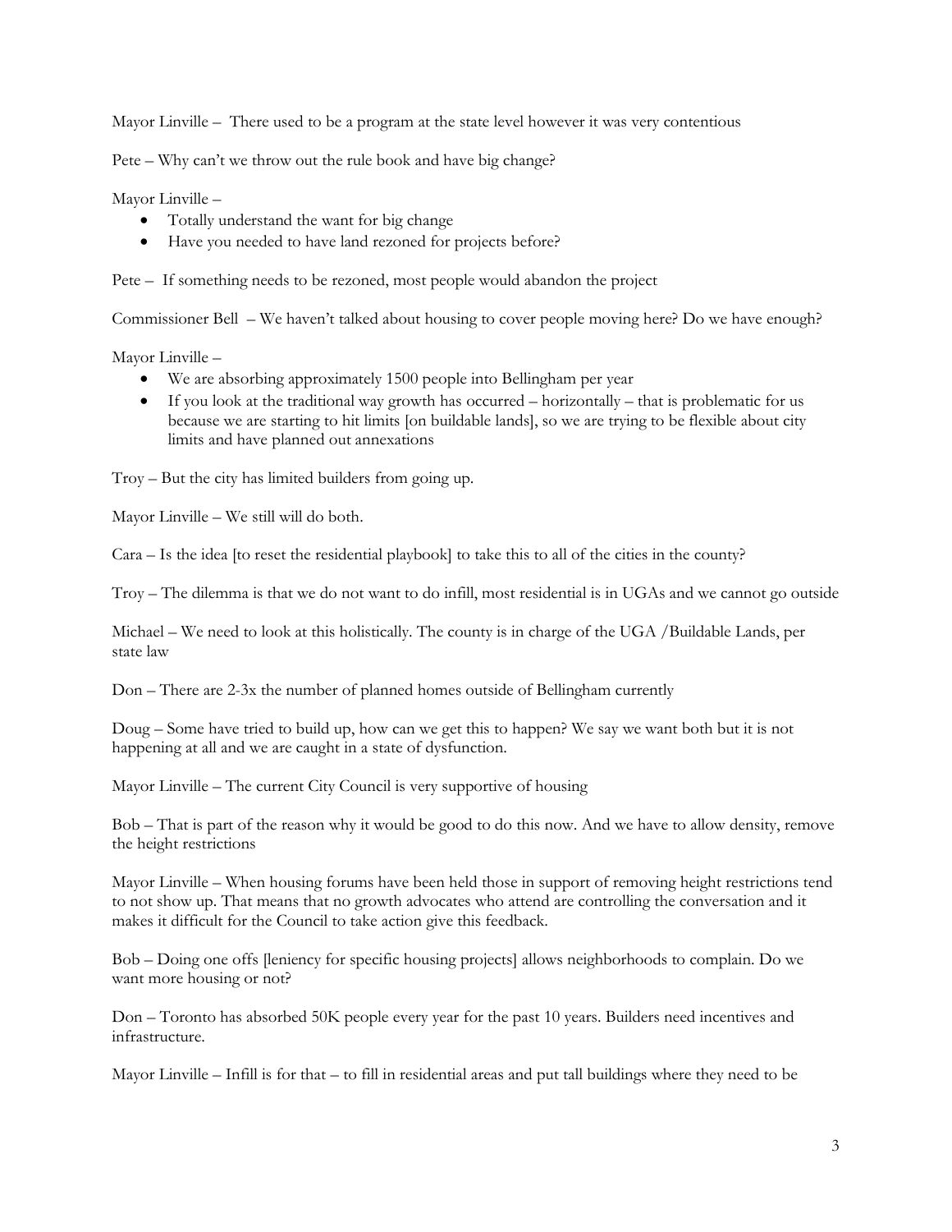Mayor Linville – There used to be a program at the state level however it was very contentious

Pete – Why can't we throw out the rule book and have big change?

Mayor Linville –

- Totally understand the want for big change
- Have you needed to have land rezoned for projects before?

Pete – If something needs to be rezoned, most people would abandon the project

Commissioner Bell – We haven't talked about housing to cover people moving here? Do we have enough?

Mayor Linville –

- We are absorbing approximately 1500 people into Bellingham per year
- If you look at the traditional way growth has occurred – horizontally – that is problematic for us because we are starting to hit limits [on buildable lands], so we are trying to be flexible about city limits and have planned out annexations

Troy – But the city has limited builders from going up.

Mayor Linville – We still will do both.

Cara – Is the idea [to reset the residential playbook] to take this to all of the cities in the county?

Troy – The dilemma is that we do not want to do infill, most residential is in UGAs and we cannot go outside

Michael – We need to look at this holistically. The county is in charge of the UGA /Buildable Lands, per state law

Don – There are 2-3x the number of planned homes outside of Bellingham currently

Doug – Some have tried to build up, how can we get this to happen? We say we want both but it is not happening at all and we are caught in a state of dysfunction.

Mayor Linville – The current City Council is very supportive of housing

Bob – That is part of the reason why it would be good to do this now. And we have to allow density, remove the height restrictions

Mayor Linville – When housing forums have been held those in support of removing height restrictions tend to not show up. That means that no growth advocates who attend are controlling the conversation and it makes it difficult for the Council to take action give this feedback.

Bob – Doing one offs [leniency for specific housing projects] allows neighborhoods to complain. Do we want more housing or not?

Don – Toronto has absorbed 50K people every year for the past 10 years. Builders need incentives and infrastructure.

Mayor Linville – Infill is for that – to fill in residential areas and put tall buildings where they need to be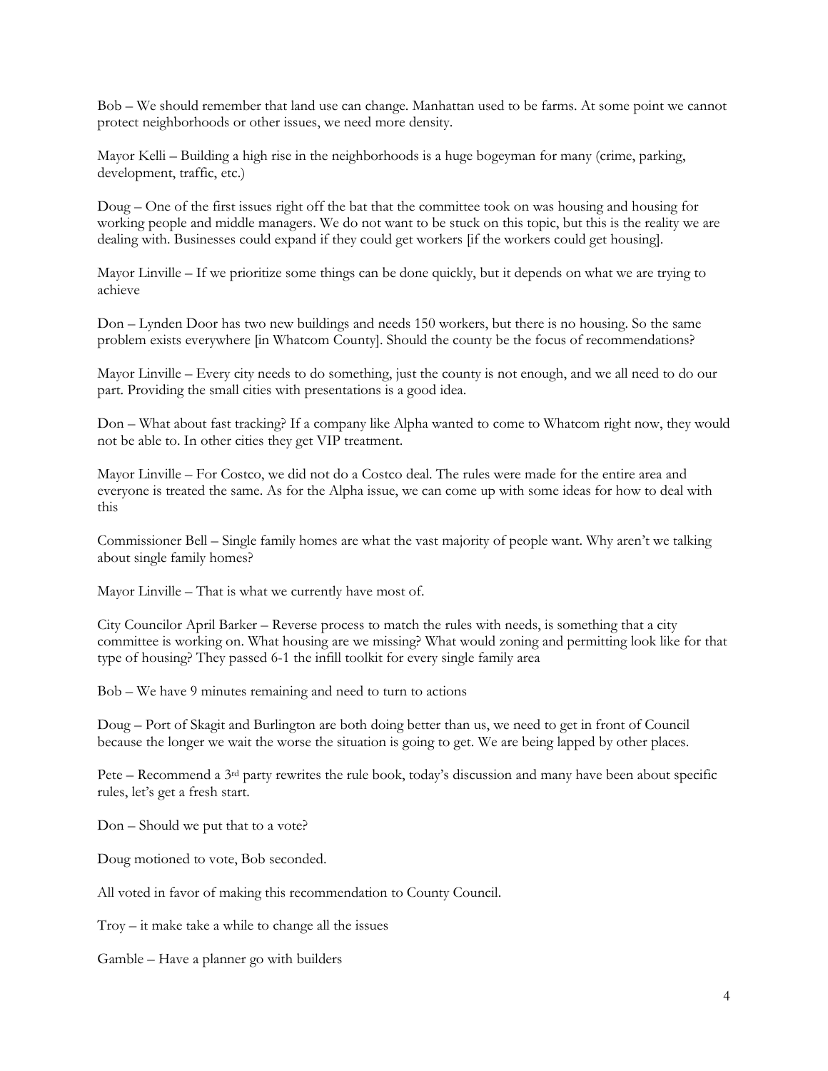Bob – We should remember that land use can change. Manhattan used to be farms. At some point we cannot protect neighborhoods or other issues, we need more density.

Mayor Kelli – Building a high rise in the neighborhoods is a huge bogeyman for many (crime, parking, development, traffic, etc.)

Doug – One of the first issues right off the bat that the committee took on was housing and housing for working people and middle managers. We do not want to be stuck on this topic, but this is the reality we are dealing with. Businesses could expand if they could get workers [if the workers could get housing].

Mayor Linville – If we prioritize some things can be done quickly, but it depends on what we are trying to achieve

Don – Lynden Door has two new buildings and needs 150 workers, but there is no housing. So the same problem exists everywhere [in Whatcom County]. Should the county be the focus of recommendations?

Mayor Linville – Every city needs to do something, just the county is not enough, and we all need to do our part. Providing the small cities with presentations is a good idea.

Don – What about fast tracking? If a company like Alpha wanted to come to Whatcom right now, they would not be able to. In other cities they get VIP treatment.

Mayor Linville – For Costco, we did not do a Costco deal. The rules were made for the entire area and everyone is treated the same. As for the Alpha issue, we can come up with some ideas for how to deal with this

Commissioner Bell – Single family homes are what the vast majority of people want. Why aren't we talking about single family homes?

Mayor Linville – That is what we currently have most of.

City Councilor April Barker – Reverse process to match the rules with needs, is something that a city committee is working on. What housing are we missing? What would zoning and permitting look like for that type of housing? They passed 6-1 the infill toolkit for every single family area

Bob – We have 9 minutes remaining and need to turn to actions

Doug – Port of Skagit and Burlington are both doing better than us, we need to get in front of Council because the longer we wait the worse the situation is going to get. We are being lapped by other places.

Pete – Recommend a 3rd party rewrites the rule book, today's discussion and many have been about specific rules, let's get a fresh start.

Don – Should we put that to a vote?

Doug motioned to vote, Bob seconded.

All voted in favor of making this recommendation to County Council.

Troy – it make take a while to change all the issues

Gamble – Have a planner go with builders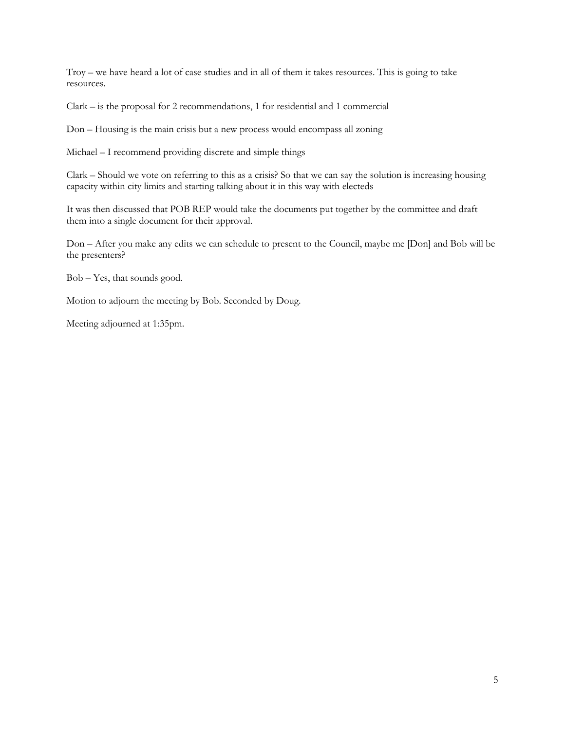Troy – we have heard a lot of case studies and in all of them it takes resources. This is going to take resources.

Clark – is the proposal for 2 recommendations, 1 for residential and 1 commercial

Don – Housing is the main crisis but a new process would encompass all zoning

Michael – I recommend providing discrete and simple things

Clark – Should we vote on referring to this as a crisis? So that we can say the solution is increasing housing capacity within city limits and starting talking about it in this way with electeds

It was then discussed that POB REP would take the documents put together by the committee and draft them into a single document for their approval.

Don – After you make any edits we can schedule to present to the Council, maybe me [Don] and Bob will be the presenters?

Bob – Yes, that sounds good.

Motion to adjourn the meeting by Bob. Seconded by Doug.

Meeting adjourned at 1:35pm.